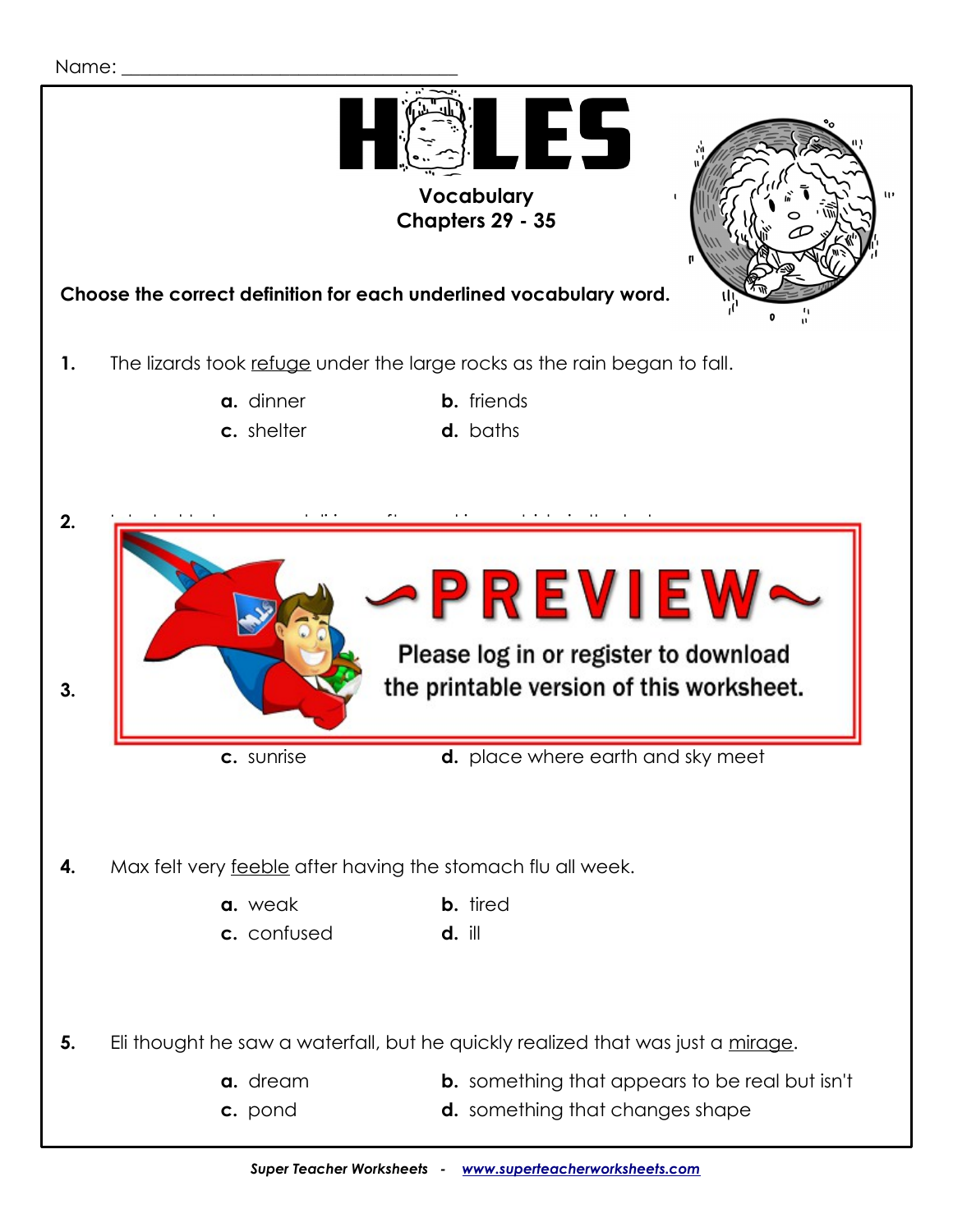Name: ___________________________________

# HOLES

## Vocabulary
## Chapters 29 - 35

**Choose the correct definition for each underlined vocabulary word.**

**1.** The lizards took refuge under the large rocks as the rain began to fall.

- **a.** dinner
- **b.** friends
- **c.** shelter
- **d.** baths

**2.**

~PREVIEW~

Please log in or register to download the printable version of this worksheet.

**3.**

- **c.** sunrise
- **d.** place where earth and sky meet

**4.** Max felt very feeble after having the stomach flu all week.

- **a.** weak
- **b.** tired
- **c.** confused
- **d.** ill

**5.** Eli thought he saw a waterfall, but he quickly realized that was just a mirage.

- **a.** dream
- **b.** something that appears to be real but isn't
- **c.** pond
- **d.** something that changes shape

*Super Teacher Worksheets - www.superteacherworksheets.com*